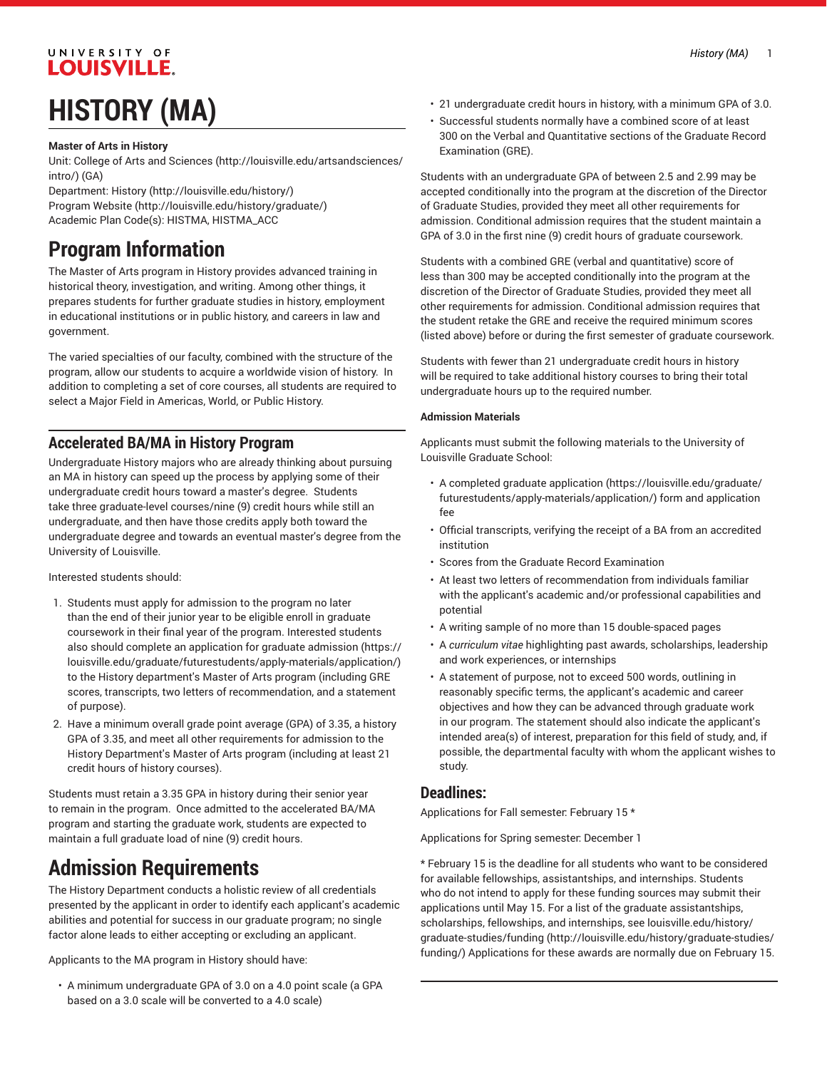# HISTORY (MA)

**Master of Arts in History**

Unit: College of Arts and Sciences (http://louisville.edu/artsandsciences/intro/) (GA)
Department: History (http://louisville.edu/history/)
Program Website (http://louisville.edu/history/graduate/)
Academic Plan Code(s): HISTMA, HISTMA_ACC

## Program Information

The Master of Arts program in History provides advanced training in historical theory, investigation, and writing. Among other things, it prepares students for further graduate studies in history, employment in educational institutions or in public history, and careers in law and government.

The varied specialties of our faculty, combined with the structure of the program, allow our students to acquire a worldwide vision of history. In addition to completing a set of core courses, all students are required to select a Major Field in Americas, World, or Public History.

### Accelerated BA/MA in History Program

Undergraduate History majors who are already thinking about pursuing an MA in history can speed up the process by applying some of their undergraduate credit hours toward a master's degree. Students take three graduate-level courses/nine (9) credit hours while still an undergraduate, and then have those credits apply both toward the undergraduate degree and towards an eventual master's degree from the University of Louisville.

Interested students should:

1. Students must apply for admission to the program no later than the end of their junior year to be eligible enroll in graduate coursework in their final year of the program. Interested students also should complete an application for graduate admission (https://louisville.edu/graduate/futurestudents/apply-materials/application/) to the History department's Master of Arts program (including GRE scores, transcripts, two letters of recommendation, and a statement of purpose).
2. Have a minimum overall grade point average (GPA) of 3.35, a history GPA of 3.35, and meet all other requirements for admission to the History Department's Master of Arts program (including at least 21 credit hours of history courses).

Students must retain a 3.35 GPA in history during their senior year to remain in the program. Once admitted to the accelerated BA/MA program and starting the graduate work, students are expected to maintain a full graduate load of nine (9) credit hours.

## Admission Requirements

The History Department conducts a holistic review of all credentials presented by the applicant in order to identify each applicant's academic abilities and potential for success in our graduate program; no single factor alone leads to either accepting or excluding an applicant.

Applicants to the MA program in History should have:

- A minimum undergraduate GPA of 3.0 on a 4.0 point scale (a GPA based on a 3.0 scale will be converted to a 4.0 scale)
- 21 undergraduate credit hours in history, with a minimum GPA of 3.0.
- Successful students normally have a combined score of at least 300 on the Verbal and Quantitative sections of the Graduate Record Examination (GRE).

Students with an undergraduate GPA of between 2.5 and 2.99 may be accepted conditionally into the program at the discretion of the Director of Graduate Studies, provided they meet all other requirements for admission. Conditional admission requires that the student maintain a GPA of 3.0 in the first nine (9) credit hours of graduate coursework.

Students with a combined GRE (verbal and quantitative) score of less than 300 may be accepted conditionally into the program at the discretion of the Director of Graduate Studies, provided they meet all other requirements for admission. Conditional admission requires that the student retake the GRE and receive the required minimum scores (listed above) before or during the first semester of graduate coursework.

Students with fewer than 21 undergraduate credit hours in history will be required to take additional history courses to bring their total undergraduate hours up to the required number.

**Admission Materials**

Applicants must submit the following materials to the University of Louisville Graduate School:

- A completed graduate application (https://louisville.edu/graduate/futurestudents/apply-materials/application/) form and application fee
- Official transcripts, verifying the receipt of a BA from an accredited institution
- Scores from the Graduate Record Examination
- At least two letters of recommendation from individuals familiar with the applicant's academic and/or professional capabilities and potential
- A writing sample of no more than 15 double-spaced pages
- A *curriculum vitae* highlighting past awards, scholarships, leadership and work experiences, or internships
- A statement of purpose, not to exceed 500 words, outlining in reasonably specific terms, the applicant's academic and career objectives and how they can be advanced through graduate work in our program. The statement should also indicate the applicant's intended area(s) of interest, preparation for this field of study, and, if possible, the departmental faculty with whom the applicant wishes to study.

### Deadlines:

Applications for Fall semester: February 15 *

Applications for Spring semester: December 1

* February 15 is the deadline for all students who want to be considered for available fellowships, assistantships, and internships. Students who do not intend to apply for these funding sources may submit their applications until May 15. For a list of the graduate assistantships, scholarships, fellowships, and internships, see louisville.edu/history/graduate-studies/funding (http://louisville.edu/history/graduate-studies/funding/) Applications for these awards are normally due on February 15.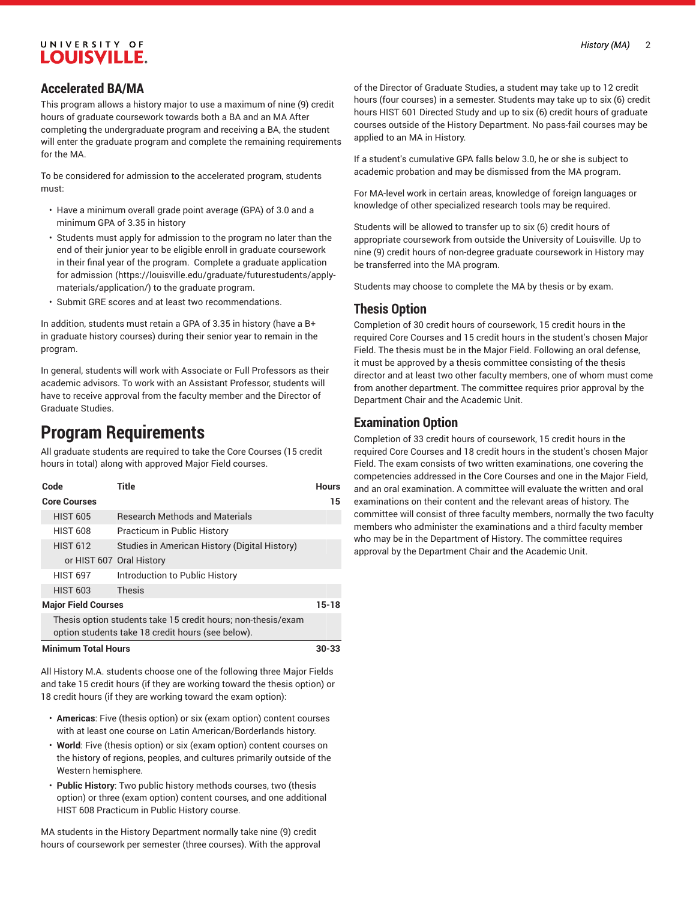## Accelerated BA/MA

This program allows a history major to use a maximum of nine (9) credit hours of graduate coursework towards both a BA and an MA After completing the undergraduate program and receiving a BA, the student will enter the graduate program and complete the remaining requirements for the MA.

To be considered for admission to the accelerated program, students must:

- Have a minimum overall grade point average (GPA) of 3.0 and a minimum GPA of 3.35 in history
- Students must apply for admission to the program no later than the end of their junior year to be eligible enroll in graduate coursework in their final year of the program. Complete a graduate application for admission (https://louisville.edu/graduate/futurestudents/apply-materials/application/) to the graduate program.
- Submit GRE scores and at least two recommendations.

In addition, students must retain a GPA of 3.35 in history (have a B+ in graduate history courses) during their senior year to remain in the program.

In general, students will work with Associate or Full Professors as their academic advisors. To work with an Assistant Professor, students will have to receive approval from the faculty member and the Director of Graduate Studies.

# Program Requirements

All graduate students are required to take the Core Courses (15 credit hours in total) along with approved Major Field courses.

| Code | Title | Hours |
|---|---|---|
| **Core Courses** | | **15** |
| HIST 605 | Research Methods and Materials | |
| HIST 608 | Practicum in Public History | |
| HIST 612 | Studies in American History (Digital History) | |
| or HIST 607 | Oral History | |
| HIST 697 | Introduction to Public History | |
| HIST 603 | Thesis | |
| **Major Field Courses** | | **15-18** |
| Thesis option students take 15 credit hours; non-thesis/exam option students take 18 credit hours (see below). | | |
| **Minimum Total Hours** | | **30-33** |

All History M.A. students choose one of the following three Major Fields and take 15 credit hours (if they are working toward the thesis option) or 18 credit hours (if they are working toward the exam option):

- **Americas**: Five (thesis option) or six (exam option) content courses with at least one course on Latin American/Borderlands history.
- **World**: Five (thesis option) or six (exam option) content courses on the history of regions, peoples, and cultures primarily outside of the Western hemisphere.
- **Public History**: Two public history methods courses, two (thesis option) or three (exam option) content courses, and one additional HIST 608 Practicum in Public History course.

MA students in the History Department normally take nine (9) credit hours of coursework per semester (three courses). With the approval of the Director of Graduate Studies, a student may take up to 12 credit hours (four courses) in a semester. Students may take up to six (6) credit hours HIST 601 Directed Study and up to six (6) credit hours of graduate courses outside of the History Department. No pass-fail courses may be applied to an MA in History.

If a student's cumulative GPA falls below 3.0, he or she is subject to academic probation and may be dismissed from the MA program.

For MA-level work in certain areas, knowledge of foreign languages or knowledge of other specialized research tools may be required.

Students will be allowed to transfer up to six (6) credit hours of appropriate coursework from outside the University of Louisville. Up to nine (9) credit hours of non-degree graduate coursework in History may be transferred into the MA program.

Students may choose to complete the MA by thesis or by exam.

## Thesis Option

Completion of 30 credit hours of coursework, 15 credit hours in the required Core Courses and 15 credit hours in the student's chosen Major Field. The thesis must be in the Major Field. Following an oral defense, it must be approved by a thesis committee consisting of the thesis director and at least two other faculty members, one of whom must come from another department. The committee requires prior approval by the Department Chair and the Academic Unit.

## Examination Option

Completion of 33 credit hours of coursework, 15 credit hours in the required Core Courses and 18 credit hours in the student's chosen Major Field. The exam consists of two written examinations, one covering the competencies addressed in the Core Courses and one in the Major Field, and an oral examination. A committee will evaluate the written and oral examinations on their content and the relevant areas of history. The committee will consist of three faculty members, normally the two faculty members who administer the examinations and a third faculty member who may be in the Department of History. The committee requires approval by the Department Chair and the Academic Unit.